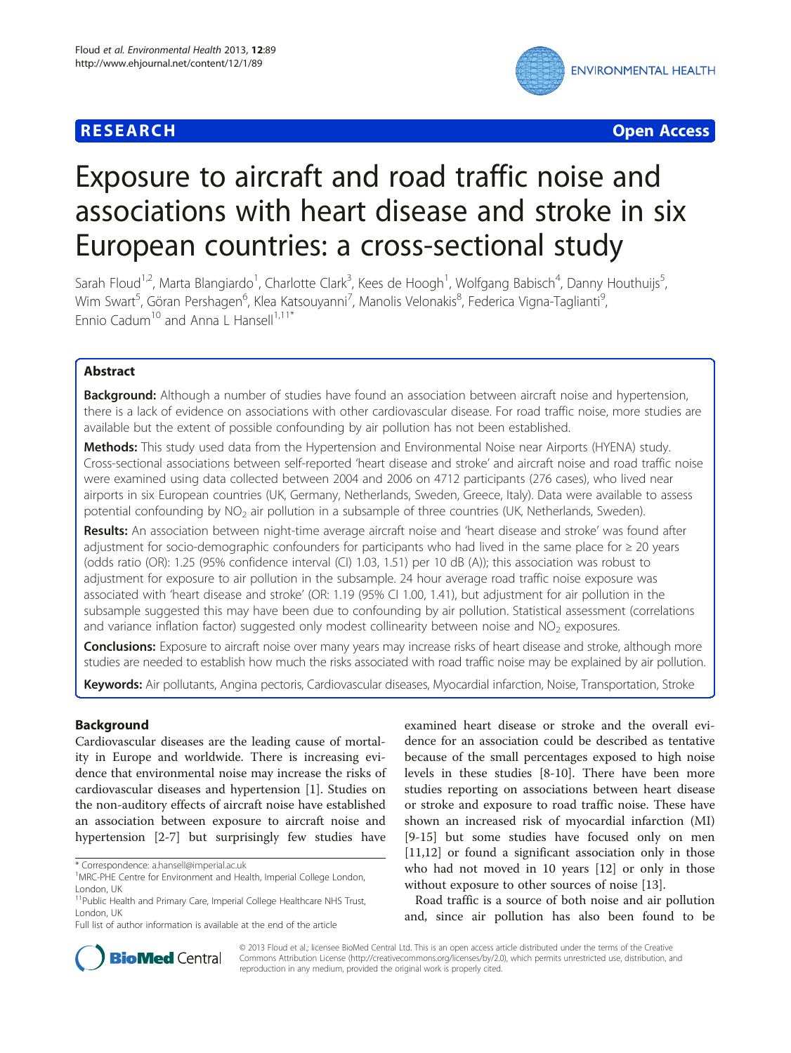**RESEARCH** **Open Access**

# Exposure to aircraft and road traffic noise and associations with heart disease and stroke in six European countries: a cross-sectional study

Sarah Floud[1,2], Marta Blangiardo[1], Charlotte Clark[3], Kees de Hoogh[1], Wolfgang Babisch[4], Danny Houthuijs[5], Wim Swart[5], Göran Pershagen[6], Klea Katsouyanni[7], Manolis Velonakis[8], Federica Vigna-Taglianti[9], Ennio Cadum[10] and Anna L Hansell[1,11*]

## Abstract

**Background:** Although a number of studies have found an association between aircraft noise and hypertension, there is a lack of evidence on associations with other cardiovascular disease. For road traffic noise, more studies are available but the extent of possible confounding by air pollution has not been established.

**Methods:** This study used data from the Hypertension and Environmental Noise near Airports (HYENA) study. Cross-sectional associations between self-reported 'heart disease and stroke' and aircraft noise and road traffic noise were examined using data collected between 2004 and 2006 on 4712 participants (276 cases), who lived near airports in six European countries (UK, Germany, Netherlands, Sweden, Greece, Italy). Data were available to assess potential confounding by $NO_2$ air pollution in a subsample of three countries (UK, Netherlands, Sweden).

**Results:** An association between night-time average aircraft noise and 'heart disease and stroke' was found after adjustment for socio-demographic confounders for participants who had lived in the same place for ≥ 20 years (odds ratio (OR): 1.25 (95% confidence interval (CI) 1.03, 1.51) per 10 dB (A)); this association was robust to adjustment for exposure to air pollution in the subsample. 24 hour average road traffic noise exposure was associated with 'heart disease and stroke' (OR: 1.19 (95% CI 1.00, 1.41), but adjustment for air pollution in the subsample suggested this may have been due to confounding by air pollution. Statistical assessment (correlations and variance inflation factor) suggested only modest collinearity between noise and $NO_2$ exposures.

**Conclusions:** Exposure to aircraft noise over many years may increase risks of heart disease and stroke, although more studies are needed to establish how much the risks associated with road traffic noise may be explained by air pollution.

**Keywords:** Air pollutants, Angina pectoris, Cardiovascular diseases, Myocardial infarction, Noise, Transportation, Stroke

## Background

Cardiovascular diseases are the leading cause of mortality in Europe and worldwide. There is increasing evidence that environmental noise may increase the risks of cardiovascular diseases and hypertension [1]. Studies on the non-auditory effects of aircraft noise have established an association between exposure to aircraft noise and hypertension [2-7] but surprisingly few studies have examined heart disease or stroke and the overall evidence for an association could be described as tentative because of the small percentages exposed to high noise levels in these studies [8-10]. There have been more studies reporting on associations between heart disease or stroke and exposure to road traffic noise. These have shown an increased risk of myocardial infarction (MI) [9-15] but some studies have focused only on men [11,12] or found a significant association only in those who had not moved in 10 years [12] or only in those without exposure to other sources of noise [13].

Road traffic is a source of both noise and air pollution and, since air pollution has also been found to be

\* Correspondence: a.hansell@imperial.ac.uk
[1]MRC-PHE Centre for Environment and Health, Imperial College London, London, UK
[11]Public Health and Primary Care, Imperial College Healthcare NHS Trust, London, UK
Full list of author information is available at the end of the article

© 2013 Floud et al.; licensee BioMed Central Ltd. This is an open access article distributed under the terms of the Creative Commons Attribution License (http://creativecommons.org/licenses/by/2.0), which permits unrestricted use, distribution, and reproduction in any medium, provided the original work is properly cited.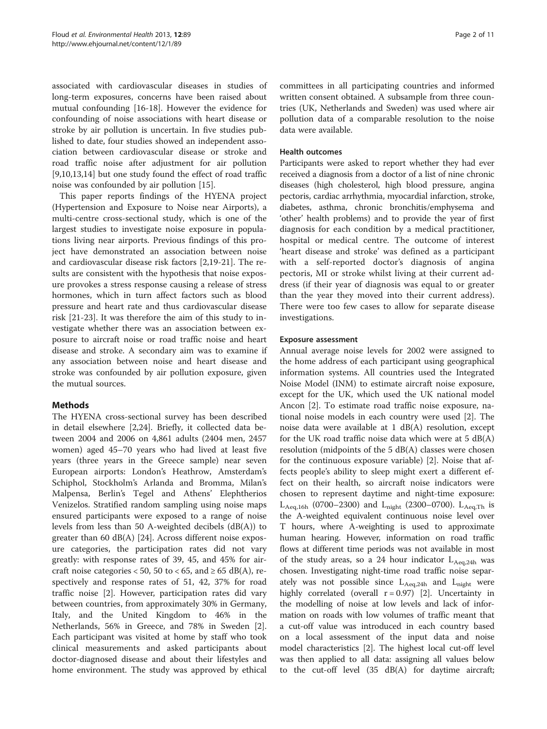associated with cardiovascular diseases in studies of long-term exposures, concerns have been raised about mutual confounding [16-18]. However the evidence for confounding of noise associations with heart disease or stroke by air pollution is uncertain. In five studies published to date, four studies showed an independent association between cardiovascular disease or stroke and road traffic noise after adjustment for air pollution [9,10,13,14] but one study found the effect of road traffic noise was confounded by air pollution [15].

This paper reports findings of the HYENA project (Hypertension and Exposure to Noise near Airports), a multi-centre cross-sectional study, which is one of the largest studies to investigate noise exposure in populations living near airports. Previous findings of this project have demonstrated an association between noise and cardiovascular disease risk factors [2,19-21]. The results are consistent with the hypothesis that noise exposure provokes a stress response causing a release of stress hormones, which in turn affect factors such as blood pressure and heart rate and thus cardiovascular disease risk [21-23]. It was therefore the aim of this study to investigate whether there was an association between exposure to aircraft noise or road traffic noise and heart disease and stroke. A secondary aim was to examine if any association between noise and heart disease and stroke was confounded by air pollution exposure, given the mutual sources.

## Methods

The HYENA cross-sectional survey has been described in detail elsewhere [2,24]. Briefly, it collected data between 2004 and 2006 on 4,861 adults (2404 men, 2457 women) aged 45–70 years who had lived at least five years (three years in the Greece sample) near seven European airports: London's Heathrow, Amsterdam's Schiphol, Stockholm's Arlanda and Bromma, Milan's Malpensa, Berlin's Tegel and Athens' Elephtherios Venizelos. Stratified random sampling using noise maps ensured participants were exposed to a range of noise levels from less than 50 A-weighted decibels (dB(A)) to greater than 60 dB(A) [24]. Across different noise exposure categories, the participation rates did not vary greatly: with response rates of 39, 45, and 45% for aircraft noise categories < 50, 50 to < 65, and ≥ 65 dB(A), respectively and response rates of 51, 42, 37% for road traffic noise [2]. However, participation rates did vary between countries, from approximately 30% in Germany, Italy, and the United Kingdom to 46% in the Netherlands, 56% in Greece, and 78% in Sweden [2]. Each participant was visited at home by staff who took clinical measurements and asked participants about doctor-diagnosed disease and about their lifestyles and home environment. The study was approved by ethical committees in all participating countries and informed written consent obtained. A subsample from three countries (UK, Netherlands and Sweden) was used where air pollution data of a comparable resolution to the noise data were available.

### Health outcomes

Participants were asked to report whether they had ever received a diagnosis from a doctor of a list of nine chronic diseases (high cholesterol, high blood pressure, angina pectoris, cardiac arrhythmia, myocardial infarction, stroke, diabetes, asthma, chronic bronchitis/emphysema and 'other' health problems) and to provide the year of first diagnosis for each condition by a medical practitioner, hospital or medical centre. The outcome of interest 'heart disease and stroke' was defined as a participant with a self-reported doctor's diagnosis of angina pectoris, MI or stroke whilst living at their current address (if their year of diagnosis was equal to or greater than the year they moved into their current address). There were too few cases to allow for separate disease investigations.

### Exposure assessment

Annual average noise levels for 2002 were assigned to the home address of each participant using geographical information systems. All countries used the Integrated Noise Model (INM) to estimate aircraft noise exposure, except for the UK, which used the UK national model Ancon [2]. To estimate road traffic noise exposure, national noise models in each country were used [2]. The noise data were available at 1 dB(A) resolution, except for the UK road traffic noise data which were at 5 dB(A) resolution (midpoints of the 5 dB(A) classes were chosen for the continuous exposure variable) [2]. Noise that affects people's ability to sleep might exert a different effect on their health, so aircraft noise indicators were chosen to represent daytime and night-time exposure: $L_{Aeq,16h}$ (0700–2300) and $L_{night}$ (2300–0700). $L_{Aeq,Th}$ is the A-weighted equivalent continuous noise level over T hours, where A-weighting is used to approximate human hearing. However, information on road traffic flows at different time periods was not available in most of the study areas, so a 24 hour indicator $L_{Aeq,24h}$ was chosen. Investigating night-time road traffic noise separately was not possible since $L_{Aeq,24h}$ and $L_{night}$ were highly correlated (overall $r = 0.97$) [2]. Uncertainty in the modelling of noise at low levels and lack of information on roads with low volumes of traffic meant that a cut-off value was introduced in each country based on a local assessment of the input data and noise model characteristics [2]. The highest local cut-off level was then applied to all data: assigning all values below to the cut-off level (35 dB(A) for daytime aircraft;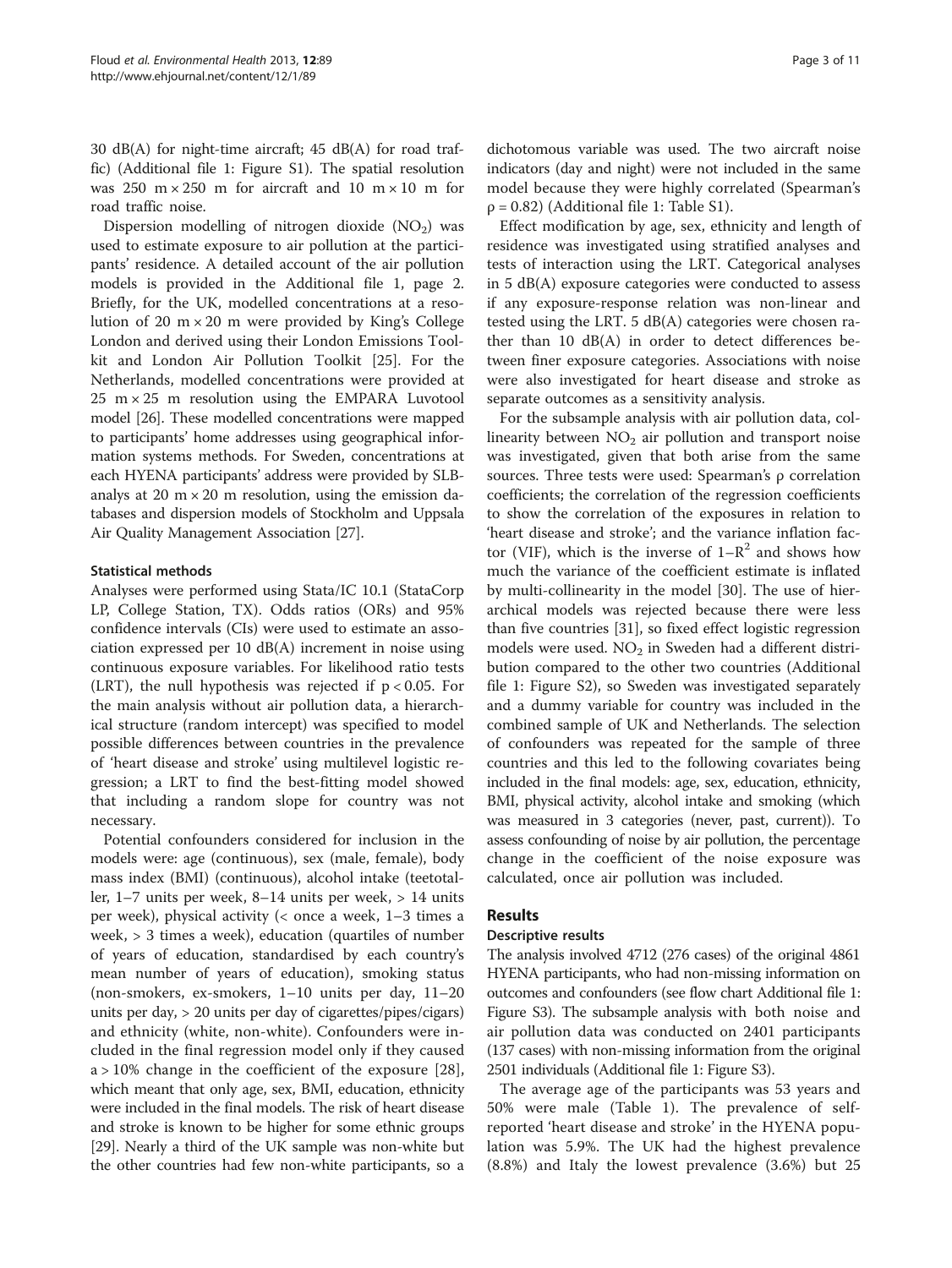30 dB(A) for night-time aircraft; 45 dB(A) for road traffic) (Additional file 1: Figure S1). The spatial resolution was 250 m × 250 m for aircraft and 10 m × 10 m for road traffic noise.

Dispersion modelling of nitrogen dioxide ($NO_2$) was used to estimate exposure to air pollution at the participants' residence. A detailed account of the air pollution models is provided in the Additional file 1, page 2. Briefly, for the UK, modelled concentrations at a resolution of 20 m × 20 m were provided by King's College London and derived using their London Emissions Toolkit and London Air Pollution Toolkit [25]. For the Netherlands, modelled concentrations were provided at 25 m × 25 m resolution using the EMPARA Luvotool model [26]. These modelled concentrations were mapped to participants' home addresses using geographical information systems methods. For Sweden, concentrations at each HYENA participants' address were provided by SLB-analys at 20 m × 20 m resolution, using the emission databases and dispersion models of Stockholm and Uppsala Air Quality Management Association [27].

### Statistical methods

Analyses were performed using Stata/IC 10.1 (StataCorp LP, College Station, TX). Odds ratios (ORs) and 95% confidence intervals (CIs) were used to estimate an association expressed per 10 dB(A) increment in noise using continuous exposure variables. For likelihood ratio tests (LRT), the null hypothesis was rejected if $p < 0.05$. For the main analysis without air pollution data, a hierarchical structure (random intercept) was specified to model possible differences between countries in the prevalence of 'heart disease and stroke' using multilevel logistic regression; a LRT to find the best-fitting model showed that including a random slope for country was not necessary.

Potential confounders considered for inclusion in the models were: age (continuous), sex (male, female), body mass index (BMI) (continuous), alcohol intake (teetotaller, 1–7 units per week, 8–14 units per week, > 14 units per week), physical activity (< once a week, 1–3 times a week, > 3 times a week), education (quartiles of number of years of education, standardised by each country's mean number of years of education), smoking status (non-smokers, ex-smokers, 1–10 units per day, 11–20 units per day, > 20 units per day of cigarettes/pipes/cigars) and ethnicity (white, non-white). Confounders were included in the final regression model only if they caused a > 10% change in the coefficient of the exposure [28], which meant that only age, sex, BMI, education, ethnicity were included in the final models. The risk of heart disease and stroke is known to be higher for some ethnic groups [29]. Nearly a third of the UK sample was non-white but the other countries had few non-white participants, so a dichotomous variable was used. The two aircraft noise indicators (day and night) were not included in the same model because they were highly correlated (Spearman's $\rho = 0.82$) (Additional file 1: Table S1).

Effect modification by age, sex, ethnicity and length of residence was investigated using stratified analyses and tests of interaction using the LRT. Categorical analyses in 5 dB(A) exposure categories were conducted to assess if any exposure-response relation was non-linear and tested using the LRT. 5 dB(A) categories were chosen rather than 10 dB(A) in order to detect differences between finer exposure categories. Associations with noise were also investigated for heart disease and stroke as separate outcomes as a sensitivity analysis.

For the subsample analysis with air pollution data, collinearity between $NO_2$ air pollution and transport noise was investigated, given that both arise from the same sources. Three tests were used: Spearman's ρ correlation coefficients; the correlation of the regression coefficients to show the correlation of the exposures in relation to 'heart disease and stroke'; and the variance inflation factor (VIF), which is the inverse of $1–R^2$ and shows how much the variance of the coefficient estimate is inflated by multi-collinearity in the model [30]. The use of hierarchical models was rejected because there were less than five countries [31], so fixed effect logistic regression models were used. $NO_2$ in Sweden had a different distribution compared to the other two countries (Additional file 1: Figure S2), so Sweden was investigated separately and a dummy variable for country was included in the combined sample of UK and Netherlands. The selection of confounders was repeated for the sample of three countries and this led to the following covariates being included in the final models: age, sex, education, ethnicity, BMI, physical activity, alcohol intake and smoking (which was measured in 3 categories (never, past, current)). To assess confounding of noise by air pollution, the percentage change in the coefficient of the noise exposure was calculated, once air pollution was included.

## Results

### Descriptive results

The analysis involved 4712 (276 cases) of the original 4861 HYENA participants, who had non-missing information on outcomes and confounders (see flow chart Additional file 1: Figure S3). The subsample analysis with both noise and air pollution data was conducted on 2401 participants (137 cases) with non-missing information from the original 2501 individuals (Additional file 1: Figure S3).

The average age of the participants was 53 years and 50% were male (Table 1). The prevalence of self-reported 'heart disease and stroke' in the HYENA population was 5.9%. The UK had the highest prevalence (8.8%) and Italy the lowest prevalence (3.6%) but 25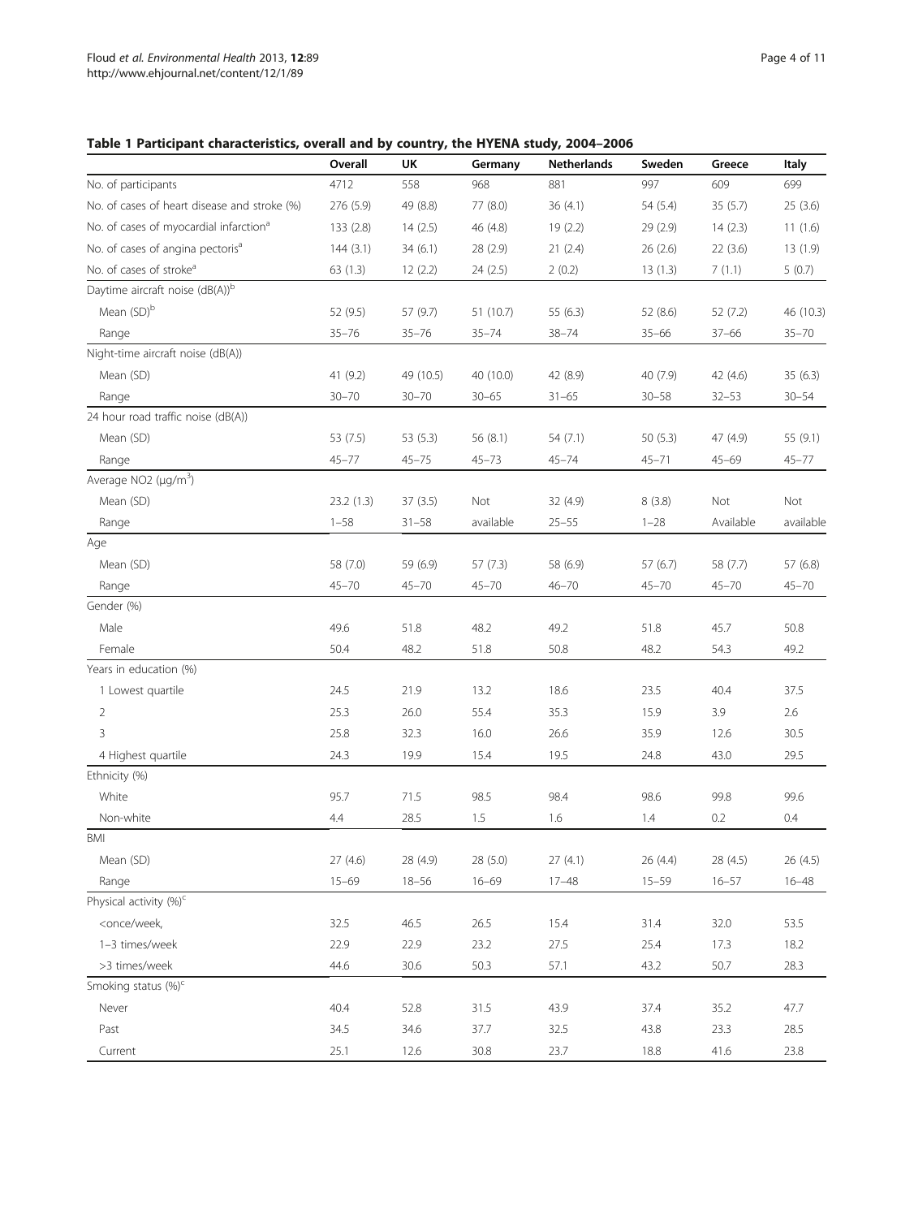**Table 1 Participant characteristics, overall and by country, the HYENA study, 2004–2006**

| | Overall | UK | Germany | Netherlands | Sweden | Greece | Italy |
|---|---|---|---|---|---|---|---|
| No. of participants | 4712 | 558 | 968 | 881 | 997 | 609 | 699 |
| No. of cases of heart disease and stroke (%) | 276 (5.9) | 49 (8.8) | 77 (8.0) | 36 (4.1) | 54 (5.4) | 35 (5.7) | 25 (3.6) |
| No. of cases of myocardial infarction[a] | 133 (2.8) | 14 (2.5) | 46 (4.8) | 19 (2.2) | 29 (2.9) | 14 (2.3) | 11 (1.6) |
| No. of cases of angina pectoris[a] | 144 (3.1) | 34 (6.1) | 28 (2.9) | 21 (2.4) | 26 (2.6) | 22 (3.6) | 13 (1.9) |
| No. of cases of stroke[a] | 63 (1.3) | 12 (2.2) | 24 (2.5) | 2 (0.2) | 13 (1.3) | 7 (1.1) | 5 (0.7) |
| Daytime aircraft noise (dB(A))[b] | | | | | | | |
| Mean (SD)[b] | 52 (9.5) | 57 (9.7) | 51 (10.7) | 55 (6.3) | 52 (8.6) | 52 (7.2) | 46 (10.3) |
| Range | 35–76 | 35–76 | 35–74 | 38–74 | 35–66 | 37–66 | 35–70 |
| Night-time aircraft noise (dB(A)) | | | | | | | |
| Mean (SD) | 41 (9.2) | 49 (10.5) | 40 (10.0) | 42 (8.9) | 40 (7.9) | 42 (4.6) | 35 (6.3) |
| Range | 30–70 | 30–70 | 30–65 | 31–65 | 30–58 | 32–53 | 30–54 |
| 24 hour road traffic noise (dB(A)) | | | | | | | |
| Mean (SD) | 53 (7.5) | 53 (5.3) | 56 (8.1) | 54 (7.1) | 50 (5.3) | 47 (4.9) | 55 (9.1) |
| Range | 45–77 | 45–75 | 45–73 | 45–74 | 45–71 | 45–69 | 45–77 |
| Average $NO_2$ ($\mu g/m^3$) | | | | | | | |
| Mean (SD) | 23.2 (1.3) | 37 (3.5) | Not | 32 (4.9) | 8 (3.8) | Not | Not |
| Range | 1–58 | 31–58 | available | 25–55 | 1–28 | Available | available |
| Age | | | | | | | |
| Mean (SD) | 58 (7.0) | 59 (6.9) | 57 (7.3) | 58 (6.9) | 57 (6.7) | 58 (7.7) | 57 (6.8) |
| Range | 45–70 | 45–70 | 45–70 | 46–70 | 45–70 | 45–70 | 45–70 |
| Gender (%) | | | | | | | |
| Male | 49.6 | 51.8 | 48.2 | 49.2 | 51.8 | 45.7 | 50.8 |
| Female | 50.4 | 48.2 | 51.8 | 50.8 | 48.2 | 54.3 | 49.2 |
| Years in education (%) | | | | | | | |
| 1 Lowest quartile | 24.5 | 21.9 | 13.2 | 18.6 | 23.5 | 40.4 | 37.5 |
| 2 | 25.3 | 26.0 | 55.4 | 35.3 | 15.9 | 3.9 | 2.6 |
| 3 | 25.8 | 32.3 | 16.0 | 26.6 | 35.9 | 12.6 | 30.5 |
| 4 Highest quartile | 24.3 | 19.9 | 15.4 | 19.5 | 24.8 | 43.0 | 29.5 |
| Ethnicity (%) | | | | | | | |
| White | 95.7 | 71.5 | 98.5 | 98.4 | 98.6 | 99.8 | 99.6 |
| Non-white | 4.4 | 28.5 | 1.5 | 1.6 | 1.4 | 0.2 | 0.4 |
| BMI | | | | | | | |
| Mean (SD) | 27 (4.6) | 28 (4.9) | 28 (5.0) | 27 (4.1) | 26 (4.4) | 28 (4.5) | 26 (4.5) |
| Range | 15–69 | 18–56 | 16–69 | 17–48 | 15–59 | 16–57 | 16–48 |
| Physical activity (%)[c] | | | | | | | |
| <once/week, | 32.5 | 46.5 | 26.5 | 15.4 | 31.4 | 32.0 | 53.5 |
| 1–3 times/week | 22.9 | 22.9 | 23.2 | 27.5 | 25.4 | 17.3 | 18.2 |
| >3 times/week | 44.6 | 30.6 | 50.3 | 57.1 | 43.2 | 50.7 | 28.3 |
| Smoking status (%)[c] | | | | | | | |
| Never | 40.4 | 52.8 | 31.5 | 43.9 | 37.4 | 35.2 | 47.7 |
| Past | 34.5 | 34.6 | 37.7 | 32.5 | 43.8 | 23.3 | 28.5 |
| Current | 25.1 | 12.6 | 30.8 | 23.7 | 18.8 | 41.6 | 23.8 |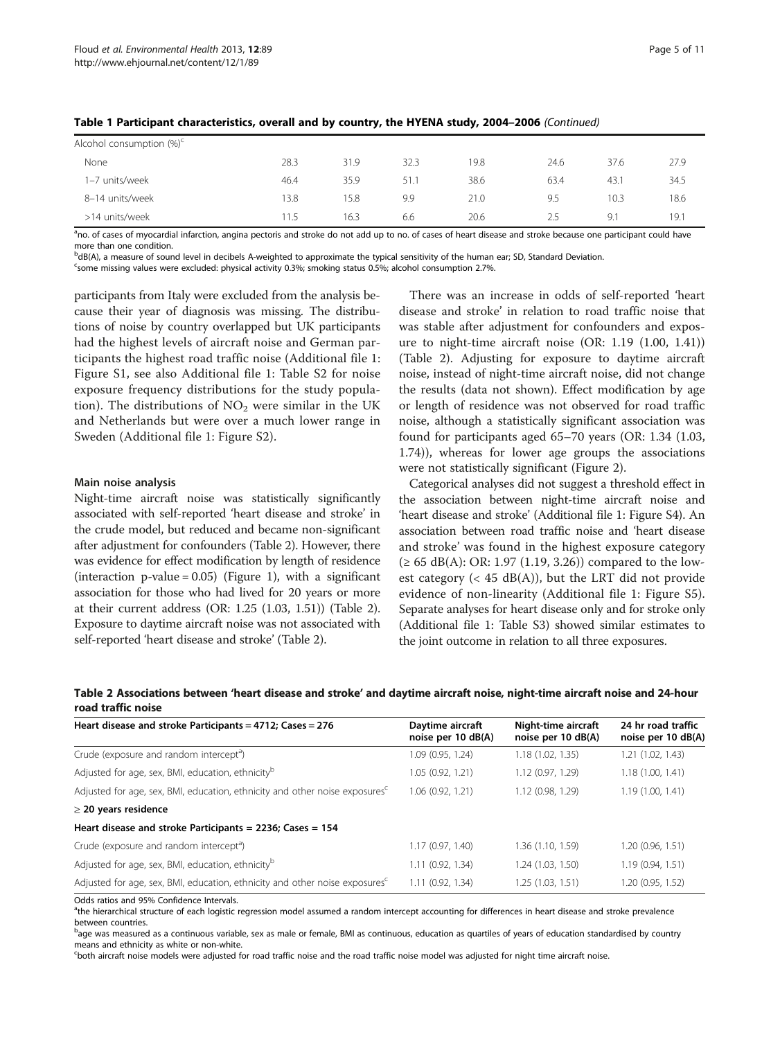**Table 1 Participant characteristics, overall and by country, the HYENA study, 2004–2006** *(Continued)*

| | | | | | | | |
|---|---|---|---|---|---|---|---|
| Alcohol consumption (%)[c] | | | | | | | |
| None | 28.3 | 31.9 | 32.3 | 19.8 | 24.6 | 37.6 | 27.9 |
| 1–7 units/week | 46.4 | 35.9 | 51.1 | 38.6 | 63.4 | 43.1 | 34.5 |
| 8–14 units/week | 13.8 | 15.8 | 9.9 | 21.0 | 9.5 | 10.3 | 18.6 |
| >14 units/week | 11.5 | 16.3 | 6.6 | 20.6 | 2.5 | 9.1 | 19.1 |

[a]no. of cases of myocardial infarction, angina pectoris and stroke do not add up to no. of cases of heart disease and stroke because one participant could have more than one condition.
[b]dB(A), a measure of sound level in decibels A-weighted to approximate the typical sensitivity of the human ear; SD, Standard Deviation.
[c]some missing values were excluded: physical activity 0.3%; smoking status 0.5%; alcohol consumption 2.7%.

participants from Italy were excluded from the analysis because their year of diagnosis was missing. The distributions of noise by country overlapped but UK participants had the highest levels of aircraft noise and German participants the highest road traffic noise (Additional file 1: Figure S1, see also Additional file 1: Table S2 for noise exposure frequency distributions for the study population). The distributions of $NO_2$ were similar in the UK and Netherlands but were over a much lower range in Sweden (Additional file 1: Figure S2).

#### Main noise analysis

Night-time aircraft noise was statistically significantly associated with self-reported 'heart disease and stroke' in the crude model, but reduced and became non-significant after adjustment for confounders (Table 2). However, there was evidence for effect modification by length of residence (interaction p-value = 0.05) (Figure 1), with a significant association for those who had lived for 20 years or more at their current address (OR: 1.25 (1.03, 1.51)) (Table 2). Exposure to daytime aircraft noise was not associated with self-reported 'heart disease and stroke' (Table 2).

There was an increase in odds of self-reported 'heart disease and stroke' in relation to road traffic noise that was stable after adjustment for confounders and exposure to night-time aircraft noise (OR: 1.19 (1.00, 1.41)) (Table 2). Adjusting for exposure to daytime aircraft noise, instead of night-time aircraft noise, did not change the results (data not shown). Effect modification by age or length of residence was not observed for road traffic noise, although a statistically significant association was found for participants aged 65–70 years (OR: 1.34 (1.03, 1.74)), whereas for lower age groups the associations were not statistically significant (Figure 2).

Categorical analyses did not suggest a threshold effect in the association between night-time aircraft noise and 'heart disease and stroke' (Additional file 1: Figure S4). An association between road traffic noise and 'heart disease and stroke' was found in the highest exposure category (≥ 65 dB(A): OR: 1.97 (1.19, 3.26)) compared to the lowest category (< 45 dB(A)), but the LRT did not provide evidence of non-linearity (Additional file 1: Figure S5). Separate analyses for heart disease only and for stroke only (Additional file 1: Table S3) showed similar estimates to the joint outcome in relation to all three exposures.

**Table 2 Associations between 'heart disease and stroke' and daytime aircraft noise, night-time aircraft noise and 24-hour road traffic noise**

| Heart disease and stroke Participants = 4712; Cases = 276 | Daytime aircraft noise per 10 dB(A) | Night-time aircraft noise per 10 dB(A) | 24 hr road traffic noise per 10 dB(A) |
|---|---|---|---|
| Crude (exposure and random intercept[a]) | 1.09 (0.95, 1.24) | 1.18 (1.02, 1.35) | 1.21 (1.02, 1.43) |
| Adjusted for age, sex, BMI, education, ethnicity[b] | 1.05 (0.92, 1.21) | 1.12 (0.97, 1.29) | 1.18 (1.00, 1.41) |
| Adjusted for age, sex, BMI, education, ethnicity and other noise exposures[c] | 1.06 (0.92, 1.21) | 1.12 (0.98, 1.29) | 1.19 (1.00, 1.41) |
| **≥ 20 years residence** | | | |
| **Heart disease and stroke Participants = 2236; Cases = 154** | | | |
| Crude (exposure and random intercept[a]) | 1.17 (0.97, 1.40) | 1.36 (1.10, 1.59) | 1.20 (0.96, 1.51) |
| Adjusted for age, sex, BMI, education, ethnicity[b] | 1.11 (0.92, 1.34) | 1.24 (1.03, 1.50) | 1.19 (0.94, 1.51) |
| Adjusted for age, sex, BMI, education, ethnicity and other noise exposures[c] | 1.11 (0.92, 1.34) | 1.25 (1.03, 1.51) | 1.20 (0.95, 1.52) |

Odds ratios and 95% Confidence Intervals.
[a]the hierarchical structure of each logistic regression model assumed a random intercept accounting for differences in heart disease and stroke prevalence between countries.
[b]age was measured as a continuous variable, sex as male or female, BMI as continuous, education as quartiles of years of education standardised by country means and ethnicity as white or non-white.
[c]both aircraft noise models were adjusted for road traffic noise and the road traffic noise model was adjusted for night time aircraft noise.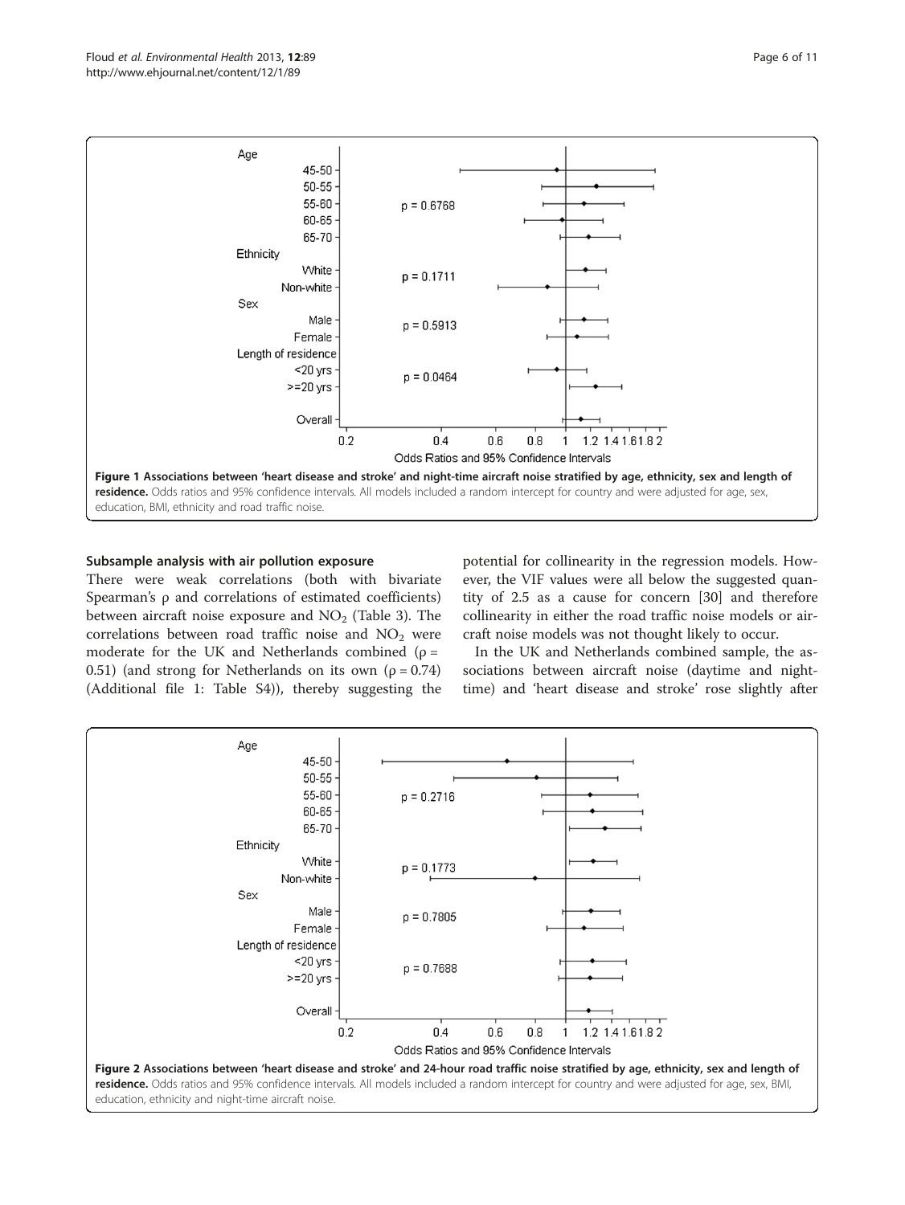**Figure 1 Associations between 'heart disease and stroke' and night-time aircraft noise stratified by age, ethnicity, sex and length of residence.** Odds ratios and 95% confidence intervals. All models included a random intercept for country and were adjusted for age, sex, education, BMI, ethnicity and road traffic noise.

### Subsample analysis with air pollution exposure

There were weak correlations (both with bivariate Spearman's ρ and correlations of estimated coefficients) between aircraft noise exposure and $NO_2$ (Table 3). The correlations between road traffic noise and $NO_2$ were moderate for the UK and Netherlands combined ($\rho = 0.51$) (and strong for Netherlands on its own ($\rho = 0.74$) (Additional file 1: Table S4)), thereby suggesting the potential for collinearity in the regression models. However, the VIF values were all below the suggested quantity of 2.5 as a cause for concern [30] and therefore collinearity in either the road traffic noise models or aircraft noise models was not thought likely to occur.

In the UK and Netherlands combined sample, the associations between aircraft noise (daytime and night-time) and 'heart disease and stroke' rose slightly after

**Figure 2 Associations between 'heart disease and stroke' and 24-hour road traffic noise stratified by age, ethnicity, sex and length of residence.** Odds ratios and 95% confidence intervals. All models included a random intercept for country and were adjusted for age, sex, BMI, education, ethnicity and night-time aircraft noise.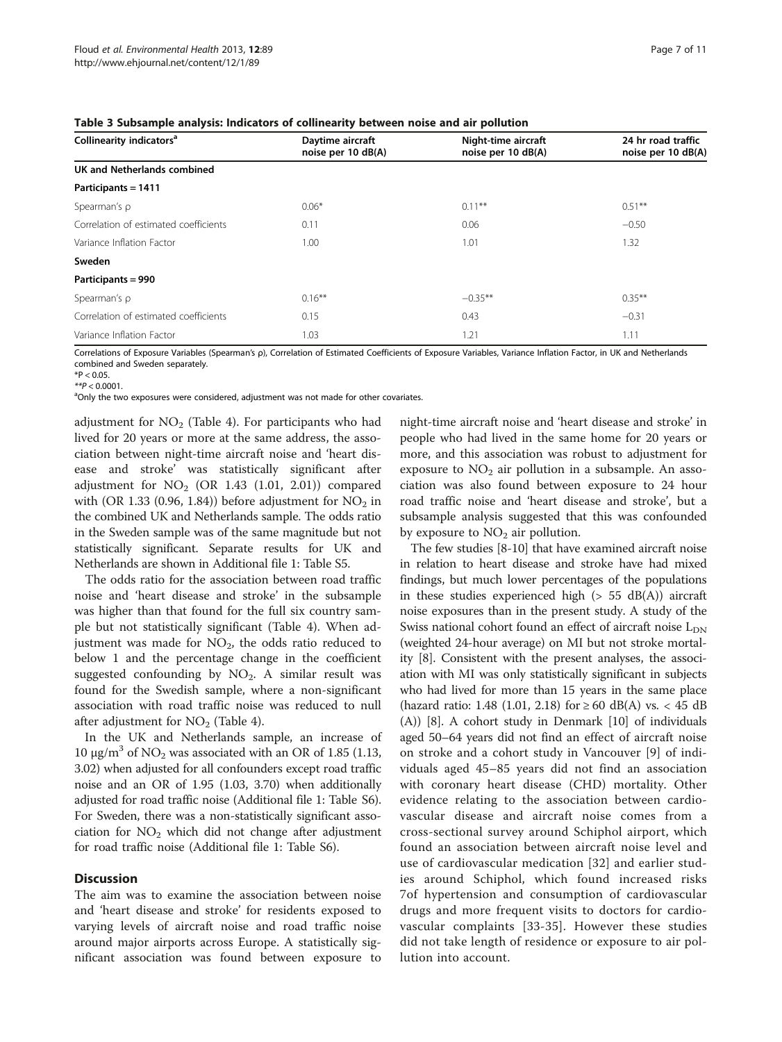**Table 3 Subsample analysis: Indicators of collinearity between noise and air pollution**

| Collinearity indicators[a] | Daytime aircraft noise per 10 dB(A) | Night-time aircraft noise per 10 dB(A) | 24 hr road traffic noise per 10 dB(A) |
|---|---|---|---|
| **UK and Netherlands combined** | | | |
| **Participants = 1411** | | | |
| Spearman's ρ | 0.06* | 0.11** | 0.51** |
| Correlation of estimated coefficients | 0.11 | 0.06 | −0.50 |
| Variance Inflation Factor | 1.00 | 1.01 | 1.32 |
| **Sweden** | | | |
| **Participants = 990** | | | |
| Spearman's ρ | 0.16** | −0.35** | 0.35** |
| Correlation of estimated coefficients | 0.15 | 0.43 | −0.31 |
| Variance Inflation Factor | 1.03 | 1.21 | 1.11 |

Correlations of Exposure Variables (Spearman's ρ), Correlation of Estimated Coefficients of Exposure Variables, Variance Inflation Factor, in UK and Netherlands combined and Sweden separately.
*$P < 0.05$.
**$P < 0.0001$.
[a]Only the two exposures were considered, adjustment was not made for other covariates.

adjustment for $NO_2$ (Table 4). For participants who had lived for 20 years or more at the same address, the association between night-time aircraft noise and 'heart disease and stroke' was statistically significant after adjustment for $NO_2$ (OR 1.43 (1.01, 2.01)) compared with (OR 1.33 (0.96, 1.84)) before adjustment for $NO_2$ in the combined UK and Netherlands sample. The odds ratio in the Sweden sample was of the same magnitude but not statistically significant. Separate results for UK and Netherlands are shown in Additional file 1: Table S5.

The odds ratio for the association between road traffic noise and 'heart disease and stroke' in the subsample was higher than that found for the full six country sample but not statistically significant (Table 4). When adjustment was made for $NO_2$, the odds ratio reduced to below 1 and the percentage change in the coefficient suggested confounding by $NO_2$. A similar result was found for the Swedish sample, where a non-significant association with road traffic noise was reduced to null after adjustment for $NO_2$ (Table 4).

In the UK and Netherlands sample, an increase of 10 $\mu g/m^3$ of $NO_2$ was associated with an OR of 1.85 (1.13, 3.02) when adjusted for all confounders except road traffic noise and an OR of 1.95 (1.03, 3.70) when additionally adjusted for road traffic noise (Additional file 1: Table S6). For Sweden, there was a non-statistically significant association for $NO_2$ which did not change after adjustment for road traffic noise (Additional file 1: Table S6).

## Discussion

The aim was to examine the association between noise and 'heart disease and stroke' for residents exposed to varying levels of aircraft noise and road traffic noise around major airports across Europe. A statistically significant association was found between exposure to night-time aircraft noise and 'heart disease and stroke' in people who had lived in the same home for 20 years or more, and this association was robust to adjustment for exposure to $NO_2$ air pollution in a subsample. An association was also found between exposure to 24 hour road traffic noise and 'heart disease and stroke', but a subsample analysis suggested that this was confounded by exposure to $NO_2$ air pollution.

The few studies [8-10] that have examined aircraft noise in relation to heart disease and stroke have had mixed findings, but much lower percentages of the populations in these studies experienced high (> 55 dB(A)) aircraft noise exposures than in the present study. A study of the Swiss national cohort found an effect of aircraft noise $L_{DN}$ (weighted 24-hour average) on MI but not stroke mortality [8]. Consistent with the present analyses, the association with MI was only statistically significant in subjects who had lived for more than 15 years in the same place (hazard ratio: 1.48 (1.01, 2.18) for ≥ 60 dB(A) vs. < 45 dB (A)) [8]. A cohort study in Denmark [10] of individuals aged 50–64 years did not find an effect of aircraft noise on stroke and a cohort study in Vancouver [9] of individuals aged 45–85 years did not find an association with coronary heart disease (CHD) mortality. Other evidence relating to the association between cardiovascular disease and aircraft noise comes from a cross-sectional survey around Schiphol airport, which found an association between aircraft noise level and use of cardiovascular medication [32] and earlier studies around Schiphol, which found increased risks 7of hypertension and consumption of cardiovascular drugs and more frequent visits to doctors for cardiovascular complaints [33-35]. However these studies did not take length of residence or exposure to air pollution into account.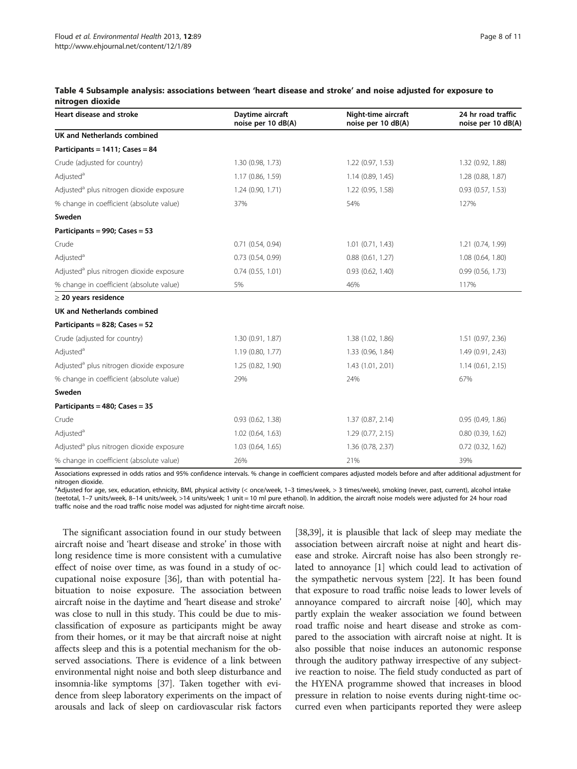**Table 4 Subsample analysis: associations between 'heart disease and stroke' and noise adjusted for exposure to nitrogen dioxide**

| Heart disease and stroke | Daytime aircraft noise per 10 dB(A) | Night-time aircraft noise per 10 dB(A) | 24 hr road traffic noise per 10 dB(A) |
|---|---|---|---|
| **UK and Netherlands combined** | | | |
| **Participants = 1411; Cases = 84** | | | |
| Crude (adjusted for country) | 1.30 (0.98, 1.73) | 1.22 (0.97, 1.53) | 1.32 (0.92, 1.88) |
| Adjusted[a] | 1.17 (0.86, 1.59) | 1.14 (0.89, 1.45) | 1.28 (0.88, 1.87) |
| Adjusted[a] plus nitrogen dioxide exposure | 1.24 (0.90, 1.71) | 1.22 (0.95, 1.58) | 0.93 (0.57, 1.53) |
| % change in coefficient (absolute value) | 37% | 54% | 127% |
| **Sweden** | | | |
| **Participants = 990; Cases = 53** | | | |
| Crude | 0.71 (0.54, 0.94) | 1.01 (0.71, 1.43) | 1.21 (0.74, 1.99) |
| Adjusted[a] | 0.73 (0.54, 0.99) | 0.88 (0.61, 1.27) | 1.08 (0.64, 1.80) |
| Adjusted[a] plus nitrogen dioxide exposure | 0.74 (0.55, 1.01) | 0.93 (0.62, 1.40) | 0.99 (0.56, 1.73) |
| % change in coefficient (absolute value) | 5% | 46% | 117% |
| **≥ 20 years residence** | | | |
| **UK and Netherlands combined** | | | |
| **Participants = 828; Cases = 52** | | | |
| Crude (adjusted for country) | 1.30 (0.91, 1.87) | 1.38 (1.02, 1.86) | 1.51 (0.97, 2.36) |
| Adjusted[a] | 1.19 (0.80, 1.77) | 1.33 (0.96, 1.84) | 1.49 (0.91, 2.43) |
| Adjusted[a] plus nitrogen dioxide exposure | 1.25 (0.82, 1.90) | 1.43 (1.01, 2.01) | 1.14 (0.61, 2.15) |
| % change in coefficient (absolute value) | 29% | 24% | 67% |
| **Sweden** | | | |
| **Participants = 480; Cases = 35** | | | |
| Crude | 0.93 (0.62, 1.38) | 1.37 (0.87, 2.14) | 0.95 (0.49, 1.86) |
| Adjusted[a] | 1.02 (0.64, 1.63) | 1.29 (0.77, 2.15) | 0.80 (0.39, 1.62) |
| Adjusted[a] plus nitrogen dioxide exposure | 1.03 (0.64, 1.65) | 1.36 (0.78, 2.37) | 0.72 (0.32, 1.62) |
| % change in coefficient (absolute value) | 26% | 21% | 39% |

Associations expressed in odds ratios and 95% confidence intervals. % change in coefficient compares adjusted models before and after additional adjustment for nitrogen dioxide.

[a]Adjusted for age, sex, education, ethnicity, BMI, physical activity (< once/week, 1–3 times/week, > 3 times/week), smoking (never, past, current), alcohol intake (teetotal, 1–7 units/week, 8–14 units/week, >14 units/week; 1 unit = 10 ml pure ethanol). In addition, the aircraft noise models were adjusted for 24 hour road traffic noise and the road traffic noise model was adjusted for night-time aircraft noise.

The significant association found in our study between aircraft noise and 'heart disease and stroke' in those with long residence time is more consistent with a cumulative effect of noise over time, as was found in a study of occupational noise exposure [36], than with potential habituation to noise exposure. The association between aircraft noise in the daytime and 'heart disease and stroke' was close to null in this study. This could be due to misclassification of exposure as participants might be away from their homes, or it may be that aircraft noise at night affects sleep and this is a potential mechanism for the observed associations. There is evidence of a link between environmental night noise and both sleep disturbance and insomnia-like symptoms [37]. Taken together with evidence from sleep laboratory experiments on the impact of arousals and lack of sleep on cardiovascular risk factors [38,39], it is plausible that lack of sleep may mediate the association between aircraft noise at night and heart disease and stroke. Aircraft noise has also been strongly related to annoyance [1] which could lead to activation of the sympathetic nervous system [22]. It has been found that exposure to road traffic noise leads to lower levels of annoyance compared to aircraft noise [40], which may partly explain the weaker association we found between road traffic noise and heart disease and stroke as compared to the association with aircraft noise at night. It is also possible that noise induces an autonomic response through the auditory pathway irrespective of any subjective reaction to noise. The field study conducted as part of the HYENA programme showed that increases in blood pressure in relation to noise events during night-time occurred even when participants reported they were asleep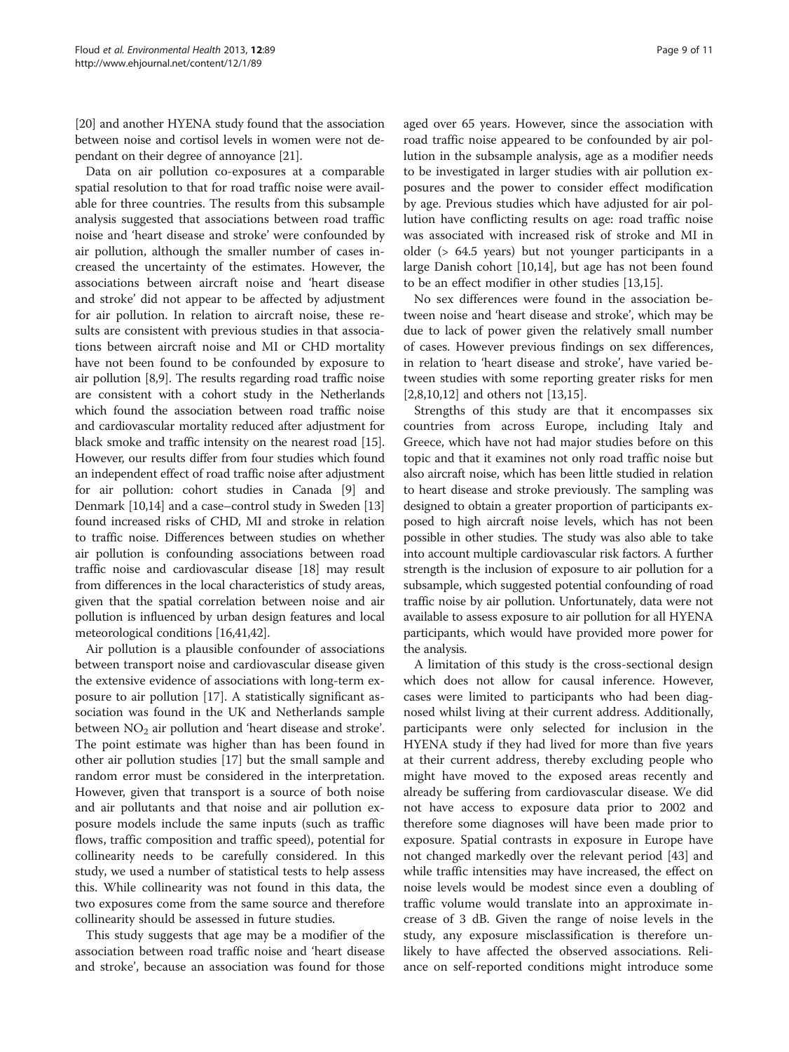[20] and another HYENA study found that the association between noise and cortisol levels in women were not dependant on their degree of annoyance [21].

Data on air pollution co-exposures at a comparable spatial resolution to that for road traffic noise were available for three countries. The results from this subsample analysis suggested that associations between road traffic noise and 'heart disease and stroke' were confounded by air pollution, although the smaller number of cases increased the uncertainty of the estimates. However, the associations between aircraft noise and 'heart disease and stroke' did not appear to be affected by adjustment for air pollution. In relation to aircraft noise, these results are consistent with previous studies in that associations between aircraft noise and MI or CHD mortality have not been found to be confounded by exposure to air pollution [8,9]. The results regarding road traffic noise are consistent with a cohort study in the Netherlands which found the association between road traffic noise and cardiovascular mortality reduced after adjustment for black smoke and traffic intensity on the nearest road [15]. However, our results differ from four studies which found an independent effect of road traffic noise after adjustment for air pollution: cohort studies in Canada [9] and Denmark [10,14] and a case–control study in Sweden [13] found increased risks of CHD, MI and stroke in relation to traffic noise. Differences between studies on whether air pollution is confounding associations between road traffic noise and cardiovascular disease [18] may result from differences in the local characteristics of study areas, given that the spatial correlation between noise and air pollution is influenced by urban design features and local meteorological conditions [16,41,42].

Air pollution is a plausible confounder of associations between transport noise and cardiovascular disease given the extensive evidence of associations with long-term exposure to air pollution [17]. A statistically significant association was found in the UK and Netherlands sample between $NO_2$ air pollution and 'heart disease and stroke'. The point estimate was higher than has been found in other air pollution studies [17] but the small sample and random error must be considered in the interpretation. However, given that transport is a source of both noise and air pollutants and that noise and air pollution exposure models include the same inputs (such as traffic flows, traffic composition and traffic speed), potential for collinearity needs to be carefully considered. In this study, we used a number of statistical tests to help assess this. While collinearity was not found in this data, the two exposures come from the same source and therefore collinearity should be assessed in future studies.

This study suggests that age may be a modifier of the association between road traffic noise and 'heart disease and stroke', because an association was found for those aged over 65 years. However, since the association with road traffic noise appeared to be confounded by air pollution in the subsample analysis, age as a modifier needs to be investigated in larger studies with air pollution exposures and the power to consider effect modification by age. Previous studies which have adjusted for air pollution have conflicting results on age: road traffic noise was associated with increased risk of stroke and MI in older (> 64.5 years) but not younger participants in a large Danish cohort [10,14], but age has not been found to be an effect modifier in other studies [13,15].

No sex differences were found in the association between noise and 'heart disease and stroke', which may be due to lack of power given the relatively small number of cases. However previous findings on sex differences, in relation to 'heart disease and stroke', have varied between studies with some reporting greater risks for men [2,8,10,12] and others not [13,15].

Strengths of this study are that it encompasses six countries from across Europe, including Italy and Greece, which have not had major studies before on this topic and that it examines not only road traffic noise but also aircraft noise, which has been little studied in relation to heart disease and stroke previously. The sampling was designed to obtain a greater proportion of participants exposed to high aircraft noise levels, which has not been possible in other studies. The study was also able to take into account multiple cardiovascular risk factors. A further strength is the inclusion of exposure to air pollution for a subsample, which suggested potential confounding of road traffic noise by air pollution. Unfortunately, data were not available to assess exposure to air pollution for all HYENA participants, which would have provided more power for the analysis.

A limitation of this study is the cross-sectional design which does not allow for causal inference. However, cases were limited to participants who had been diagnosed whilst living at their current address. Additionally, participants were only selected for inclusion in the HYENA study if they had lived for more than five years at their current address, thereby excluding people who might have moved to the exposed areas recently and already be suffering from cardiovascular disease. We did not have access to exposure data prior to 2002 and therefore some diagnoses will have been made prior to exposure. Spatial contrasts in exposure in Europe have not changed markedly over the relevant period [43] and while traffic intensities may have increased, the effect on noise levels would be modest since even a doubling of traffic volume would translate into an approximate increase of 3 dB. Given the range of noise levels in the study, any exposure misclassification is therefore unlikely to have affected the observed associations. Reliance on self-reported conditions might introduce some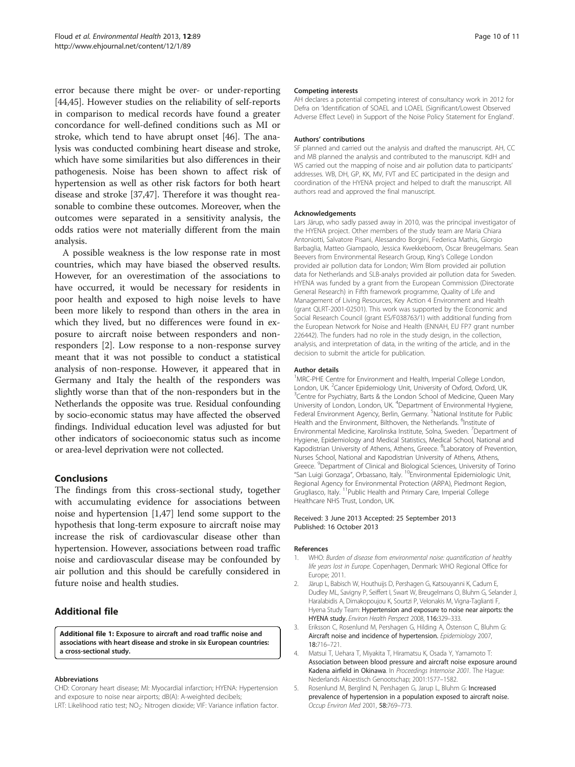error because there might be over- or under-reporting [44,45]. However studies on the reliability of self-reports in comparison to medical records have found a greater concordance for well-defined conditions such as MI or stroke, which tend to have abrupt onset [46]. The analysis was conducted combining heart disease and stroke, which have some similarities but also differences in their pathogenesis. Noise has been shown to affect risk of hypertension as well as other risk factors for both heart disease and stroke [37,47]. Therefore it was thought reasonable to combine these outcomes. Moreover, when the outcomes were separated in a sensitivity analysis, the odds ratios were not materially different from the main analysis.

A possible weakness is the low response rate in most countries, which may have biased the observed results. However, for an overestimation of the associations to have occurred, it would be necessary for residents in poor health and exposed to high noise levels to have been more likely to respond than others in the area in which they lived, but no differences were found in exposure to aircraft noise between responders and non-responders [2]. Low response to a non-response survey meant that it was not possible to conduct a statistical analysis of non-response. However, it appeared that in Germany and Italy the health of the responders was slightly worse than that of the non-responders but in the Netherlands the opposite was true. Residual confounding by socio-economic status may have affected the observed findings. Individual education level was adjusted for but other indicators of socioeconomic status such as income or area-level deprivation were not collected.

## Conclusions

The findings from this cross-sectional study, together with accumulating evidence for associations between noise and hypertension [1,47] lend some support to the hypothesis that long-term exposure to aircraft noise may increase the risk of cardiovascular disease other than hypertension. However, associations between road traffic noise and cardiovascular disease may be confounded by air pollution and this should be carefully considered in future noise and health studies.

## Additional file

**Additional file 1: Exposure to aircraft and road traffic noise and associations with heart disease and stroke in six European countries: a cross-sectional study.**

#### Abbreviations

CHD: Coronary heart disease; MI: Myocardial infarction; HYENA: Hypertension and exposure to noise near airports; dB(A): A-weighted decibels; LRT: Likelihood ratio test; $NO_2$: Nitrogen dioxide; VIF: Variance inflation factor.

#### Competing interests

AH declares a potential competing interest of consultancy work in 2012 for Defra on 'Identification of SOAEL and LOAEL (Significant/Lowest Observed Adverse Effect Level) in Support of the Noise Policy Statement for England'.

#### Authors' contributions

SF planned and carried out the analysis and drafted the manuscript. AH, CC and MB planned the analysis and contributed to the manuscript. KdH and WS carried out the mapping of noise and air pollution data to participants' addresses. WB, DH, GP, KK, MV, FVT and EC participated in the design and coordination of the HYENA project and helped to draft the manuscript. All authors read and approved the final manuscript.

#### Acknowledgements

Lars Järup, who sadly passed away in 2010, was the principal investigator of the HYENA project. Other members of the study team are Maria Chiara Antoniotti, Salvatore Pisani, Alessandro Borgini, Federica Mathis, Giorgio Barbaglia, Matteo Giampaolo, Jessica Kwekkeboom, Oscar Breugelmans. Sean Beevers from Environmental Research Group, King's College London provided air pollution data for London; Wim Blom provided air pollution data for Netherlands and SLB-analys provided air pollution data for Sweden. HYENA was funded by a grant from the European Commission (Directorate General Research) in Fifth framework programme, Quality of Life and Management of Living Resources, Key Action 4 Environment and Health (grant QLRT-2001-02501). This work was supported by the Economic and Social Research Council (grant ES/F038763/1) with additional funding from the European Network for Noise and Health (ENNAH, EU FP7 grant number 226442). The funders had no role in the study design, in the collection, analysis, and interpretation of data, in the writing of the article, and in the decision to submit the article for publication.

#### Author details

[1]MRC-PHE Centre for Environment and Health, Imperial College London, London, UK. [2]Cancer Epidemiology Unit, University of Oxford, Oxford, UK. [3]Centre for Psychiatry, Barts & the London School of Medicine, Queen Mary University of London, London, UK. [4]Department of Environmental Hygiene, Federal Environment Agency, Berlin, Germany. [5]National Institute for Public Health and the Environment, Bilthoven, the Netherlands. [6]Institute of Environmental Medicine, Karolinska Institute, Solna, Sweden. [7]Department of Hygiene, Epidemiology and Medical Statistics, Medical School, National and Kapodistrian University of Athens, Athens, Greece. [8]Laboratory of Prevention, Nurses School, National and Kapodistrian University of Athens, Athens, Greece. [9]Department of Clinical and Biological Sciences, University of Torino "San Luigi Gonzaga", Orbassano, Italy. [10]Environmental Epidemiologic Unit, Regional Agency for Environmental Protection (ARPA), Piedmont Region, Grugliasco, Italy. [11]Public Health and Primary Care, Imperial College Healthcare NHS Trust, London, UK.

Received: 3 June 2013 Accepted: 25 September 2013
Published: 16 October 2013

#### References

1. WHO: *Burden of disease from environmental noise: quantification of healthy life years lost in Europe*. Copenhagen, Denmark: WHO Regional Office for Europe; 2011.
2. Järup L, Babisch W, Houthuijs D, Pershagen G, Katsouyanni K, Cadum E, Dudley ML, Savigny P, Seiffert I, Swart W, Breugelmans O, Bluhm G, Selander J, Haralabidis A, Dimakopoulou K, Sourtzi P, Velonakis M, Vigna-Taglianti F, Hyena Study Team: **Hypertension and exposure to noise near airports: the HYENA study.** *Environ Health Perspect* 2008, **116**:329–333.
3. Eriksson C, Rosenlund M, Pershagen G, Hilding A, Östenson C, Bluhm G: **Aircraft noise and incidence of hypertension.** *Epidemiology* 2007, **18**:716–721.
4. Matsui T, Uehara T, Miyakita T, Hiramatsu K, Osada Y, Yamamoto T: **Association between blood pressure and aircraft noise exposure around Kadena airfield in Okinawa**. In *Proceedings Internoise 2001*. The Hague: Nederlands Akoestisch Genootschap; 2001:1577–1582.
5. Rosenlund M, Berglind N, Pershagen G, Jarup L, Bluhm G: **Increased prevalence of hypertension in a population exposed to aircraft noise.** *Occup Environ Med* 2001, **58**:769–773.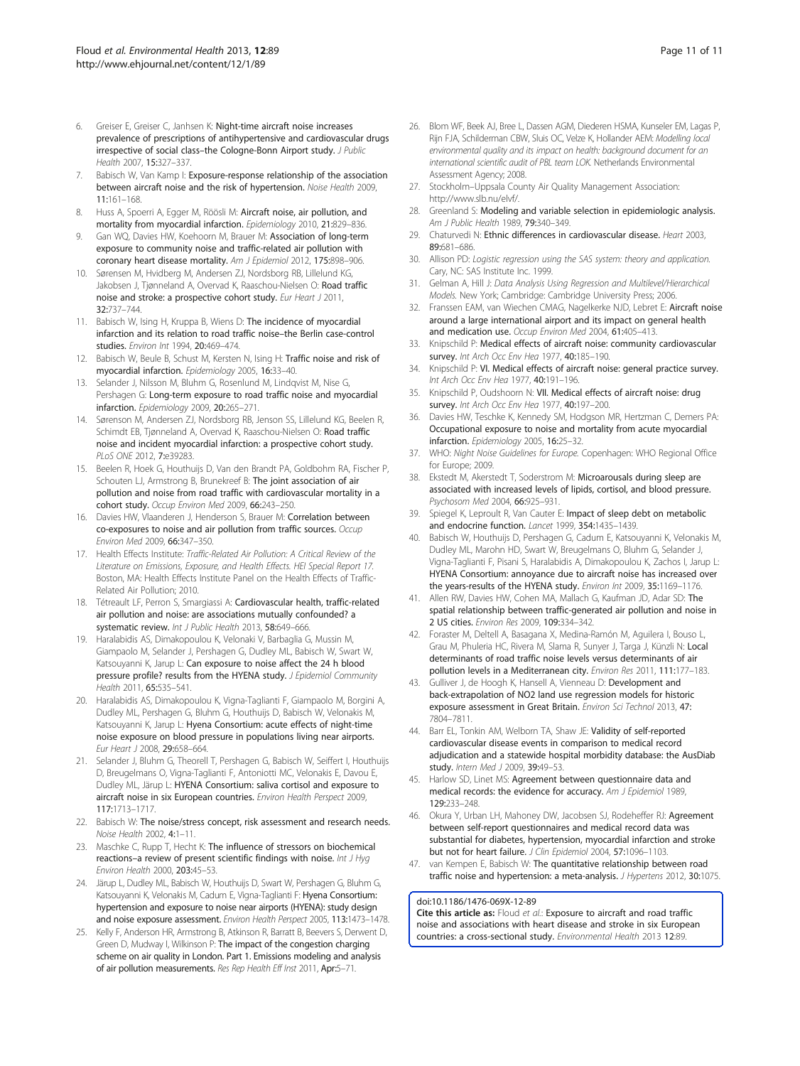6. Greiser E, Greiser C, Janhsen K: **Night-time aircraft noise increases prevalence of prescriptions of antihypertensive and cardiovascular drugs irrespective of social class–the Cologne-Bonn Airport study.** *J Public Health* 2007, **15:**327–337.
7. Babisch W, Van Kamp I: **Exposure-response relationship of the association between aircraft noise and the risk of hypertension.** *Noise Health* 2009, **11:**161–168.
8. Huss A, Spoerri A, Egger M, Röösli M: **Aircraft noise, air pollution, and mortality from myocardial infarction.** *Epidemiology* 2010, **21:**829–836.
9. Gan WQ, Davies HW, Koehoorn M, Brauer M: **Association of long-term exposure to community noise and traffic-related air pollution with coronary heart disease mortality.** *Am J Epidemiol* 2012, **175:**898–906.
10. Sørensen M, Hvidberg M, Andersen ZJ, Nordsborg RB, Lillelund KG, Jakobsen J, Tjønneland A, Overvad K, Raaschou-Nielsen O: **Road traffic noise and stroke: a prospective cohort study.** *Eur Heart J* 2011, **32:**737–744.
11. Babisch W, Ising H, Kruppa B, Wiens D: **The incidence of myocardial infarction and its relation to road traffic noise–the Berlin case-control studies.** *Environ Int* 1994, **20:**469–474.
12. Babisch W, Beule B, Schust M, Kersten N, Ising H: **Traffic noise and risk of myocardial infarction.** *Epidemiology* 2005, **16:**33–40.
13. Selander J, Nilsson M, Bluhm G, Rosenlund M, Lindqvist M, Nise G, Pershagen G: **Long-term exposure to road traffic noise and myocardial infarction.** *Epidemiology* 2009, **20:**265–271.
14. Sørenson M, Andersen ZJ, Nordsborg RB, Jenson SS, Lillelund KG, Beelen R, Schimdt EB, Tjønneland A, Overvad K, Raaschou-Nielsen O: **Road traffic noise and incident myocardial infarction: a prospective cohort study.** *PLoS ONE* 2012, **7:**e39283.
15. Beelen R, Hoek G, Houthuijs D, Van den Brandt PA, Goldbohm RA, Fischer P, Schouten LJ, Armstrong B, Brunekreef B: **The joint association of air pollution and noise from road traffic with cardiovascular mortality in a cohort study.** *Occup Environ Med* 2009, **66:**243–250.
16. Davies HW, Vlaanderen J, Henderson S, Brauer M: **Correlation between co-exposures to noise and air pollution from traffic sources.** *Occup Environ Med* 2009, **66:**347–350.
17. Health Effects Institute: *Traffic-Related Air Pollution: A Critical Review of the Literature on Emissions, Exposure, and Health Effects. HEI Special Report 17.* Boston, MA: Health Effects Institute Panel on the Health Effects of Traffic-Related Air Pollution; 2010.
18. Tétreault LF, Perron S, Smargiassi A: **Cardiovascular health, traffic-related air pollution and noise: are associations mutually confounded? a systematic review.** *Int J Public Health* 2013, **58:**649–666.
19. Haralabidis AS, Dimakopoulou K, Velonaki V, Barbaglia G, Mussin M, Giampaolo M, Selander J, Pershagen G, Dudley ML, Babisch W, Swart W, Katsouyanni K, Jarup L: **Can exposure to noise affect the 24 h blood pressure profile? results from the HYENA study.** *J Epidemiol Community Health* 2011, **65:**535–541.
20. Haralabidis AS, Dimakopoulou K, Vigna-Taglianti F, Giampaolo M, Borgini A, Dudley ML, Pershagen G, Bluhm G, Houthuijs D, Babisch W, Velonakis M, Katsouyanni K, Jarup L: **Hyena Consortium: acute effects of night-time noise exposure on blood pressure in populations living near airports.** *Eur Heart J* 2008, **29:**658–664.
21. Selander J, Bluhm G, Theorell T, Pershagen G, Babisch W, Seiffert I, Houthuijs D, Breugelmans O, Vigna-Taglianti F, Antoniotti MC, Velonakis E, Davou E, Dudley ML, Järup L: **HYENA Consortium: saliva cortisol and exposure to aircraft noise in six European countries.** *Environ Health Perspect* 2009, **117:**1713–1717.
22. Babisch W: **The noise/stress concept, risk assessment and research needs.** *Noise Health* 2002, **4:**1–11.
23. Maschke C, Rupp T, Hecht K: **The influence of stressors on biochemical reactions–a review of present scientific findings with noise.** *Int J Hyg Environ Health* 2000, **203:**45–53.
24. Järup L, Dudley ML, Babisch W, Houthuijs D, Swart W, Pershagen G, Bluhm G, Katsouyanni K, Velonakis M, Cadum E, Vigna-Taglianti F: **Hyena Consortium: hypertension and exposure to noise near airports (HYENA): study design and noise exposure assessment.** *Environ Health Perspect* 2005, **113:**1473–1478.
25. Kelly F, Anderson HR, Armstrong B, Atkinson R, Barratt B, Beevers S, Derwent D, Green D, Mudway I, Wilkinson P: **The impact of the congestion charging scheme on air quality in London. Part 1. Emissions modeling and analysis of air pollution measurements.** *Res Rep Health Eff Inst* 2011, **Apr:**5–71.
26. Blom WF, Beek AJ, Bree L, Dassen AGM, Diederen HSMA, Kunseler EM, Lagas P, Rijn FJA, Schilderman CBW, Sluis OC, Velze K, Hollander AEM: *Modelling local environmental quality and its impact on health: background document for an international scientific audit of PBL team LOK.* Netherlands Environmental Assessment Agency; 2008.
27. Stockholm–Uppsala County Air Quality Management Association: http://www.slb.nu/elvf/.
28. Greenland S: **Modeling and variable selection in epidemiologic analysis.** *Am J Public Health* 1989, **79:**340–349.
29. Chaturvedi N: **Ethnic differences in cardiovascular disease.** *Heart* 2003, **89:**681–686.
30. Allison PD: *Logistic regression using the SAS system: theory and application.* Cary, NC: SAS Institute Inc. 1999.
31. Gelman A, Hill J: *Data Analysis Using Regression and Multilevel/Hierarchical Models.* New York; Cambridge: Cambridge University Press; 2006.
32. Franssen EAM, van Wiechen CMAG, Nagelkerke NJD, Lebret E: **Aircraft noise around a large international airport and its impact on general health and medication use.** *Occup Environ Med* 2004, **61:**405–413.
33. Knipschild P: **Medical effects of aircraft noise: community cardiovascular survey.** *Int Arch Occ Env Hea* 1977, **40:**185–190.
34. Knipschild P: **VI. Medical effects of aircraft noise: general practice survey.** *Int Arch Occ Env Hea* 1977, **40:**191–196.
35. Knipschild P, Oudshoorn N: **VII. Medical effects of aircraft noise: drug survey.** *Int Arch Occ Env Hea* 1977, **40:**197–200.
36. Davies HW, Teschke K, Kennedy SM, Hodgson MR, Hertzman C, Demers PA: **Occupational exposure to noise and mortality from acute myocardial infarction.** *Epidemiology* 2005, **16:**25–32.
37. WHO: *Night Noise Guidelines for Europe.* Copenhagen: WHO Regional Office for Europe; 2009.
38. Ekstedt M, Akerstedt T, Soderstrom M: **Microarousals during sleep are associated with increased levels of lipids, cortisol, and blood pressure.** *Psychosom Med* 2004, **66:**925–931.
39. Spiegel K, Leproult R, Van Cauter E: **Impact of sleep debt on metabolic and endocrine function.** *Lancet* 1999, **354:**1435–1439.
40. Babisch W, Houthuijs D, Pershagen G, Cadum E, Katsouyanni K, Velonakis M, Dudley ML, Marohn HD, Swart W, Breugelmans O, Bluhm G, Selander J, Vigna-Taglianti F, Pisani S, Haralabidis A, Dimakopoulou K, Zachos I, Jarup L: **HYENA Consortium: annoyance due to aircraft noise has increased over the years-results of the HYENA study.** *Environ Int* 2009, **35:**1169–1176.
41. Allen RW, Davies HW, Cohen MA, Mallach G, Kaufman JD, Adar SD: **The spatial relationship between traffic-generated air pollution and noise in 2 US cities.** *Environ Res* 2009, **109:**334–342.
42. Foraster M, Deltell A, Basagana X, Medina-Ramón M, Aguilera I, Bouso L, Grau M, Phuleria HC, Rivera M, Slama R, Sunyer J, Targa J, Künzli N: **Local determinants of road traffic noise levels versus determinants of air pollution levels in a Mediterranean city.** *Environ Res* 2011, **111:**177–183.
43. Gulliver J, de Hoogh K, Hansell A, Vienneau D: **Development and back-extrapolation of NO2 land use regression models for historic exposure assessment in Great Britain.** *Environ Sci Technol* 2013, **47:** 7804–7811.
44. Barr EL, Tonkin AM, Welborn TA, Shaw JE: **Validity of self-reported cardiovascular disease events in comparison to medical record adjudication and a statewide hospital morbidity database: the AusDiab study.** *Intern Med J* 2009, **39:**49–53.
45. Harlow SD, Linet MS: **Agreement between questionnaire data and medical records: the evidence for accuracy.** *Am J Epidemiol* 1989, **129:**233–248.
46. Okura Y, Urban LH, Mahoney DW, Jacobsen SJ, Rodeheffer RJ: **Agreement between self-report questionnaires and medical record data was substantial for diabetes, hypertension, myocardial infarction and stroke but not for heart failure.** *J Clin Epidemiol* 2004, **57:**1096–1103.
47. van Kempen E, Babisch W: **The quantitative relationship between road traffic noise and hypertension: a meta-analysis.** *J Hypertens* 2012, **30:**1075.

doi:10.1186/1476-069X-12-89

**Cite this article as:** Floud *et al.*: Exposure to aircraft and road traffic noise and associations with heart disease and stroke in six European countries: a cross-sectional study. *Environmental Health* 2013 **12**:89.